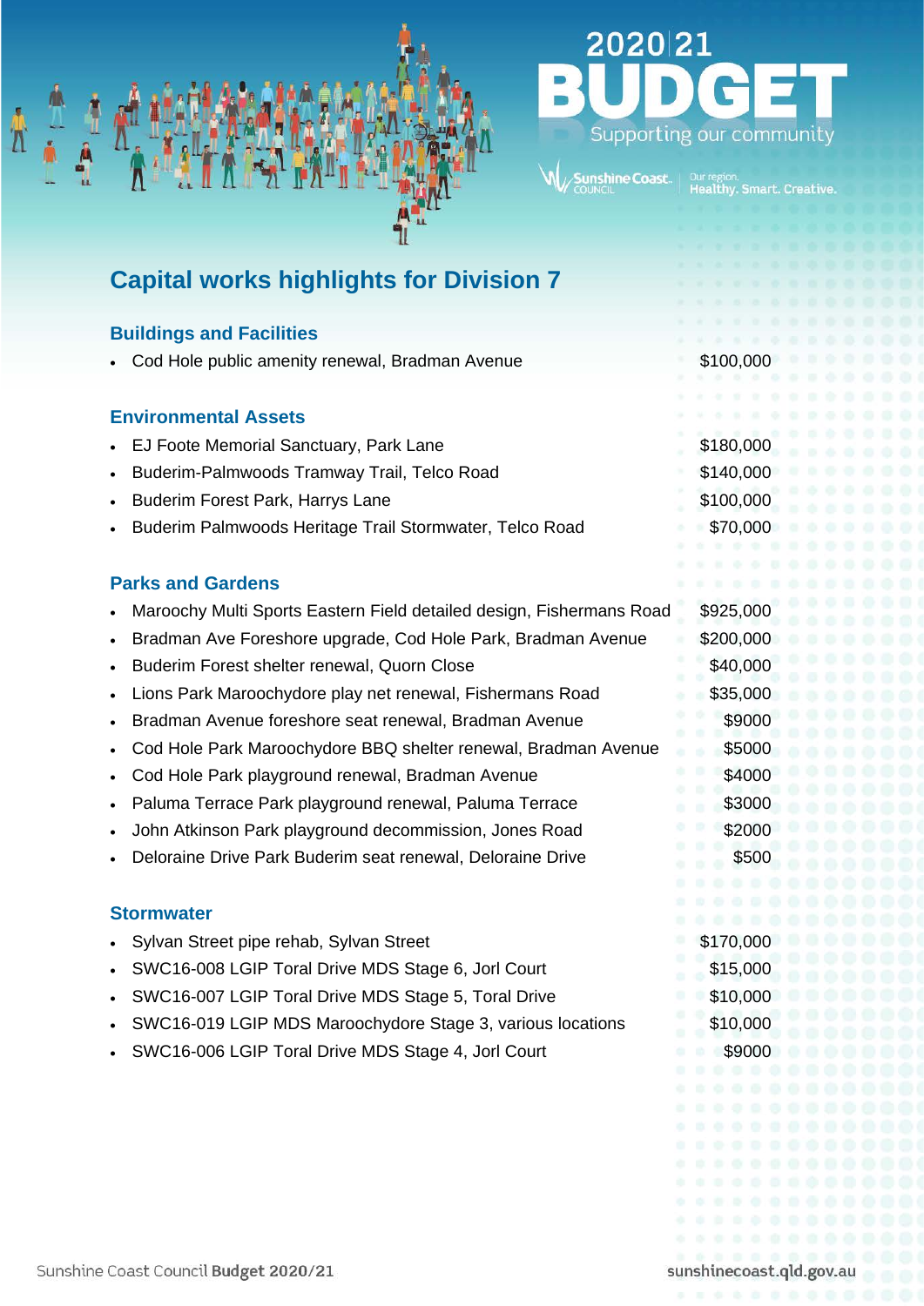# 2020|21 BUDGET

Supporting our community

Sunshine Coast COUNCIL | Our region. Healthy. Smart. Creative.

## Capital works highlights for Division 7

### Buildings and Facilities

- Cod Hole public amenity renewal, Bradman Avenue $100,000

### Environmental Assets

- EJ Foote Memorial Sanctuary, Park Lane $180,000
- Buderim-Palmwoods Tramway Trail, Telco Road $140,000
- Buderim Forest Park, Harrys Lane $100,000
- Buderim Palmwoods Heritage Trail Stormwater, Telco Road $70,000

### Parks and Gardens

- Maroochy Multi Sports Eastern Field detailed design, Fishermans Road $925,000
- Bradman Ave Foreshore upgrade, Cod Hole Park, Bradman Avenue $200,000
- Buderim Forest shelter renewal, Quorn Close $40,000
- Lions Park Maroochydore play net renewal, Fishermans Road $35,000
- Bradman Avenue foreshore seat renewal, Bradman Avenue $9000
- Cod Hole Park Maroochydore BBQ shelter renewal, Bradman Avenue $5000
- Cod Hole Park playground renewal, Bradman Avenue $4000
- Paluma Terrace Park playground renewal, Paluma Terrace $3000
- John Atkinson Park playground decommission, Jones Road $2000
- Deloraine Drive Park Buderim seat renewal, Deloraine Drive $500

### Stormwater

- Sylvan Street pipe rehab, Sylvan Street $170,000
- SWC16-008 LGIP Toral Drive MDS Stage 6, Jorl Court $15,000
- SWC16-007 LGIP Toral Drive MDS Stage 5, Toral Drive $10,000
- SWC16-019 LGIP MDS Maroochydore Stage 3, various locations $10,000
- SWC16-006 LGIP Toral Drive MDS Stage 4, Jorl Court $9000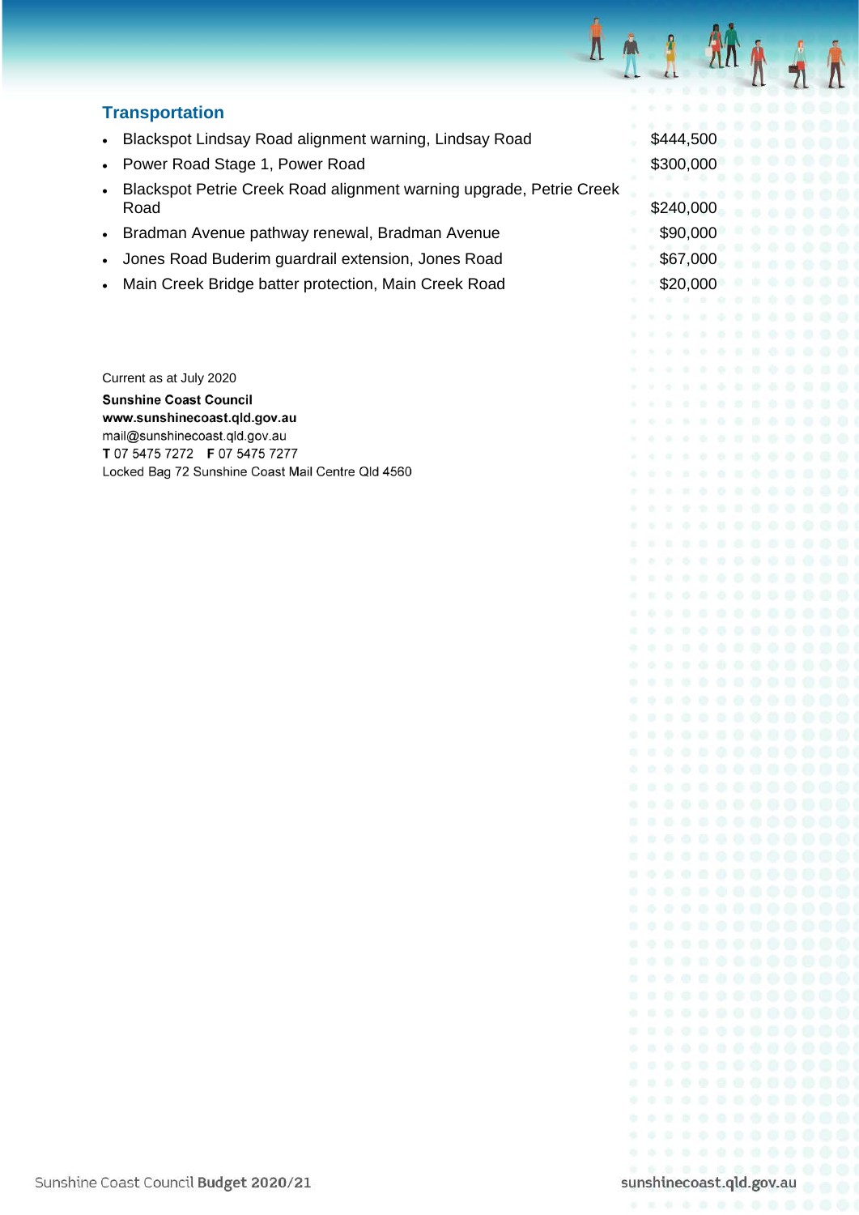## Transportation

- Blackspot Lindsay Road alignment warning, Lindsay Road $444,500
- Power Road Stage 1, Power Road $300,000
- Blackspot Petrie Creek Road alignment warning upgrade, Petrie Creek Road $240,000
- Bradman Avenue pathway renewal, Bradman Avenue $90,000
- Jones Road Buderim guardrail extension, Jones Road $67,000
- Main Creek Bridge batter protection, Main Creek Road $20,000

Current as at July 2020

**Sunshine Coast Council**
**www.sunshinecoast.qld.gov.au**
mail@sunshinecoast.qld.gov.au
**T** 07 5475 7272 **F** 07 5475 7277
Locked Bag 72 Sunshine Coast Mail Centre Qld 4560